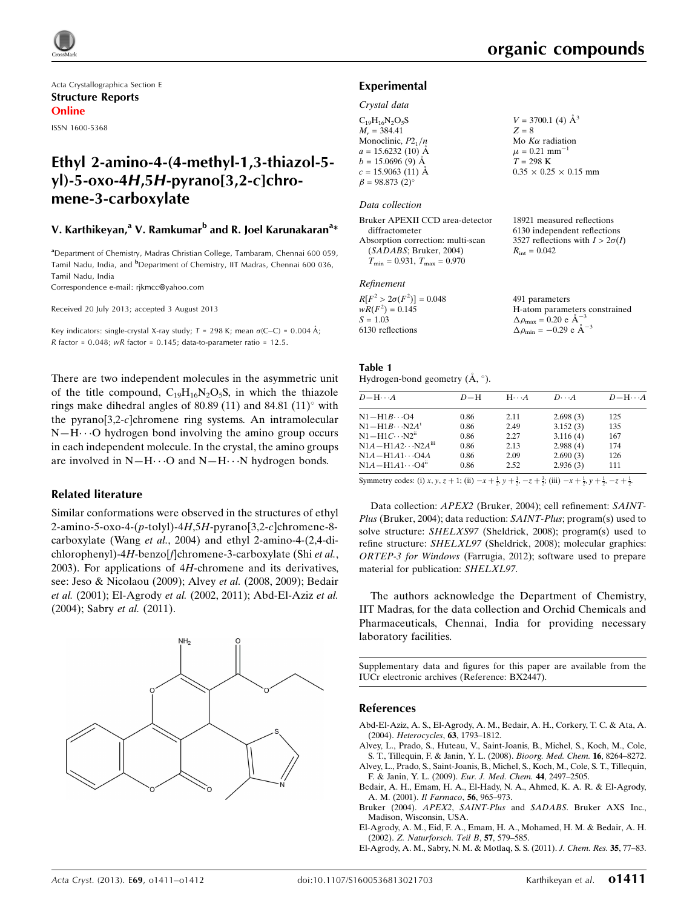Acta Crystallographica Section E
**Structure Reports**
**Online**

ISSN 1600-5368

# Ethyl 2-amino-4-(4-methyl-1,3-thiazol-5-yl)-5-oxo-4*H*,5*H*-pyrano[3,2-*c*]chromene-3-carboxylate

**V. Karthikeyan,[a] V. Ramkumar[b] and R. Joel Karunakaran[a]***

[a]Department of Chemistry, Madras Christian College, Tambaram, Chennai 600 059, Tamil Nadu, India, and [b]Department of Chemistry, IIT Madras, Chennai 600 036, Tamil Nadu, India
Correspondence e-mail: rjkmcc@yahoo.com

Received 20 July 2013; accepted 3 August 2013

Key indicators: single-crystal X-ray study; $T$ = 298 K; mean $\sigma$(C–C) = 0.004 Å; $R$ factor = 0.048; $wR$ factor = 0.145; data-to-parameter ratio = 12.5.

There are two independent molecules in the asymmetric unit of the title compound, $C_{19}H_{16}N_2O_5S$, in which the thiazole rings make dihedral angles of 80.89 (11) and 84.81 (11)° with the pyrano[3,2-*c*]chromene ring systems. An intramolecular N—H⋯O hydrogen bond involving the amino group occurs in each independent molecule. In the crystal, the amino groups are involved in N—H⋯O and N—H⋯N hydrogen bonds.

## Related literature

Similar conformations were observed in the structures of ethyl 2-amino-5-oxo-4-(*p*-tolyl)-4*H*,5*H*-pyrano[3,2-*c*]chromene-8-carboxylate (Wang *et al.*, 2004) and ethyl 2-amino-4-(2,4-dichlorophenyl)-4*H*-benzo[*f*]chromene-3-carboxylate (Shi *et al.*, 2003). For applications of 4*H*-chromene and its derivatives, see: Jeso & Nicolaou (2009); Alvey *et al.* (2008, 2009); Bedair *et al.* (2001); El-Agrody *et al.* (2002, 2011); Abd-El-Aziz *et al.* (2004); Sabry *et al.* (2011).

## Experimental

### Crystal data

$C_{19}H_{16}N_2O_5S$
$M_r$ = 384.41
Monoclinic, $P2_1/n$
$a$ = 15.6232 (10) Å
$b$ = 15.0696 (9) Å
$c$ = 15.9063 (11) Å
$\beta$ = 98.873 (2)°
$V$ = 3700.1 (4) Å$^3$
$Z$ = 8
Mo $K\alpha$ radiation
$\mu$ = 0.21 mm$^{-1}$
$T$ = 298 K
0.35 × 0.25 × 0.15 mm

### Data collection

Bruker APEXII CCD area-detector diffractometer
Absorption correction: multi-scan (*SADABS*; Bruker, 2004)
$T_{min}$ = 0.931, $T_{max}$ = 0.970
18921 measured reflections
6130 independent reflections
3527 reflections with $I > 2\sigma(I)$
$R_{int}$ = 0.042

### Refinement

$R[F^2 > 2\sigma(F^2)]$ = 0.048
$wR(F^2)$ = 0.145
$S$ = 1.03
6130 reflections
491 parameters
H-atom parameters constrained
$\Delta\rho_{max}$ = 0.20 e Å$^{-3}$
$\Delta\rho_{min}$ = −0.29 e Å$^{-3}$

**Table 1**
Hydrogen-bond geometry (Å, °).

| $D$—H⋯$A$ | $D$—H | H⋯$A$ | $D$⋯$A$ | $D$—H⋯$A$ |
|---|---|---|---|---|
| N1—H1$B$⋯O4 | 0.86 | 2.11 | 2.698 (3) | 125 |
| N1—H1$B$⋯N2$A^{i}$ | 0.86 | 2.49 | 3.152 (3) | 135 |
| N1—H1$C$⋯N2$^{ii}$ | 0.86 | 2.27 | 3.116 (4) | 167 |
| N1$A$—H1$A$2⋯N2$A^{iii}$ | 0.86 | 2.13 | 2.988 (4) | 174 |
| N1$A$—H1$A$1⋯O4$A$ | 0.86 | 2.09 | 2.690 (3) | 126 |
| N1$A$—H1$A$1⋯O4$^{ii}$ | 0.86 | 2.52 | 2.936 (3) | 111 |

Symmetry codes: (i) $x, y, z+1$; (ii) $-x+\frac{1}{2}, y+\frac{1}{2}, -z+\frac{3}{2}$; (iii) $-x+\frac{1}{2}, y+\frac{1}{2}, -z+\frac{1}{2}$.

Data collection: *APEX2* (Bruker, 2004); cell refinement: *SAINT-Plus* (Bruker, 2004); data reduction: *SAINT-Plus*; program(s) used to solve structure: *SHELXS97* (Sheldrick, 2008); program(s) used to refine structure: *SHELXL97* (Sheldrick, 2008); molecular graphics: *ORTEP-3 for Windows* (Farrugia, 2012); software used to prepare material for publication: *SHELXL97*.

The authors acknowledge the Department of Chemistry, IIT Madras, for the data collection and Orchid Chemicals and Pharmaceuticals, Chennai, India for providing necessary laboratory facilities.

Supplementary data and figures for this paper are available from the IUCr electronic archives (Reference: BX2447).

## References

Abd-El-Aziz, A. S., El-Agrody, A. M., Bedair, A. H., Corkery, T. C. & Ata, A. (2004). *Heterocycles*, **63**, 1793–1812.
Alvey, L., Prado, S., Huteau, V., Saint-Joanis, B., Michel, S., Koch, M., Cole, S. T., Tillequin, F. & Janin, Y. L. (2008). *Bioorg. Med. Chem.* **16**, 8264–8272.
Alvey, L., Prado, S., Saint-Joanis, B., Michel, S., Koch, M., Cole, S. T., Tillequin, F. & Janin, Y. L. (2009). *Eur. J. Med. Chem.* **44**, 2497–2505.
Bedair, A. H., Emam, H. A., El-Hady, N. A., Ahmed, K. A. R. & El-Agrody, A. M. (2001). *Il Farmaco*, **56**, 965–973.
Bruker (2004). *APEX2*, *SAINT-Plus* and *SADABS*. Bruker AXS Inc., Madison, Wisconsin, USA.
El-Agrody, A. M., Eid, F. A., Emam, H. A., Mohamed, H. M. & Bedair, A. H. (2002). *Z. Naturforsch. Teil B*, **57**, 579–585.
El-Agrody, A. M., Sabry, N. M. & Motlaq, S. S. (2011). *J. Chem. Res.* **35**, 77–83.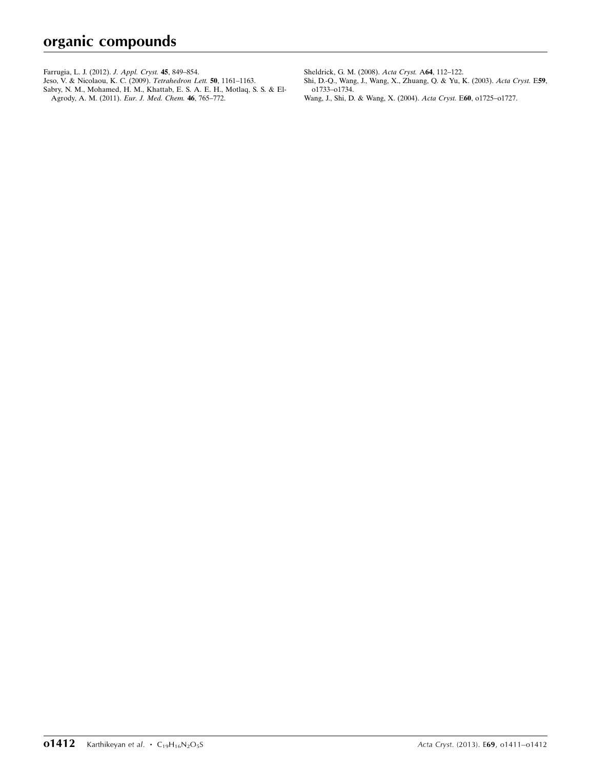Farrugia, L. J. (2012). *J. Appl. Cryst.* **45**, 849–854.
Jeso, V. & Nicolaou, K. C. (2009). *Tetrahedron Lett.* **50**, 1161–1163.
Sabry, N. M., Mohamed, H. M., Khattab, E. S. A. E. H., Motlaq, S. S. & El-Agrody, A. M. (2011). *Eur. J. Med. Chem.* **46**, 765–772.
Sheldrick, G. M. (2008). *Acta Cryst.* A**64**, 112–122.
Shi, D.-Q., Wang, J., Wang, X., Zhuang, Q. & Yu, K. (2003). *Acta Cryst.* E**59**, o1733–o1734.
Wang, J., Shi, D. & Wang, X. (2004). *Acta Cryst.* E**60**, o1725–o1727.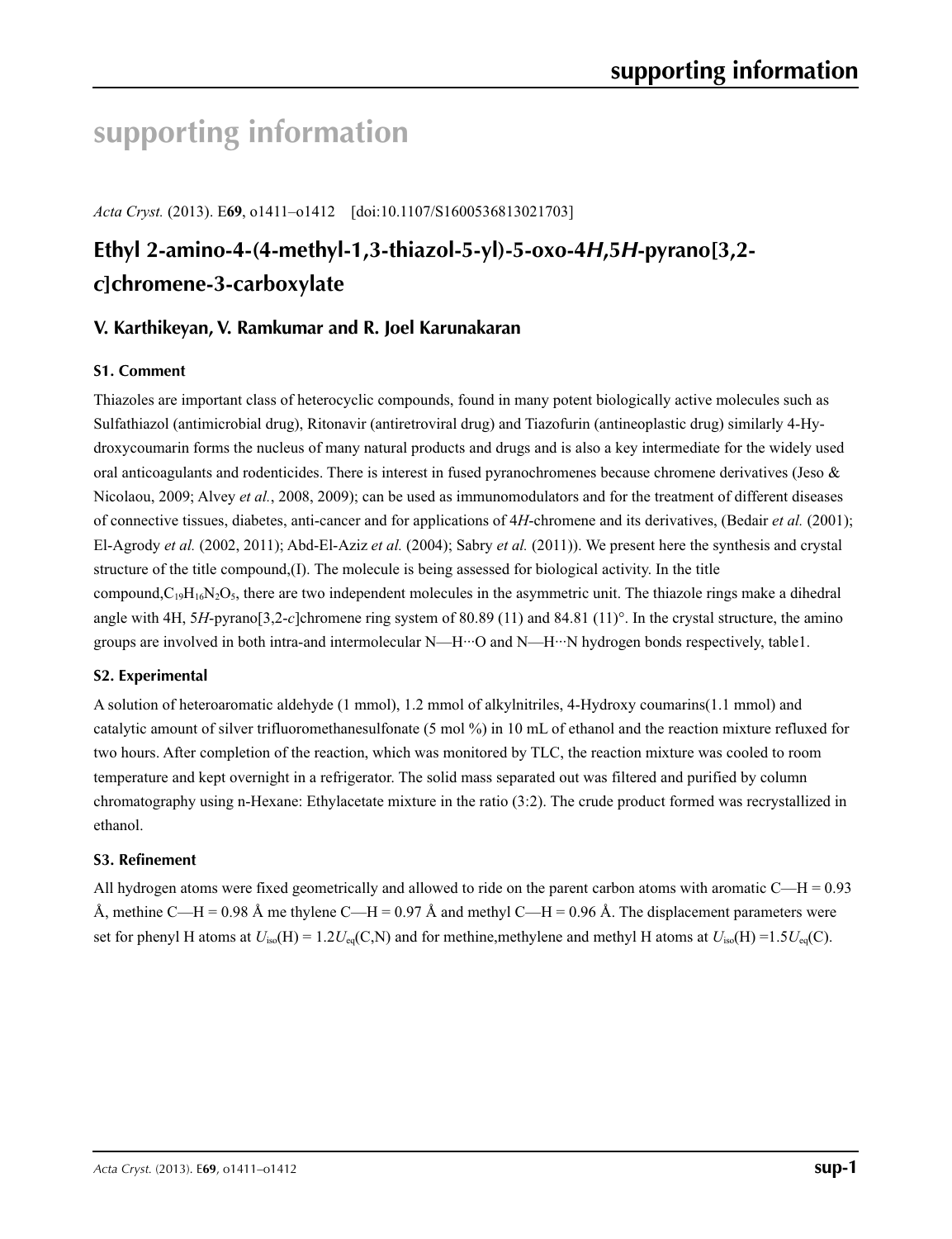# supporting information

*Acta Cryst.* (2013). E**69**, o1411–o1412 [doi:10.1107/S1600536813021703]

## Ethyl 2-amino-4-(4-methyl-1,3-thiazol-5-yl)-5-oxo-4*H*,5*H*-pyrano[3,2-*c*]chromene-3-carboxylate

### V. Karthikeyan, V. Ramkumar and R. Joel Karunakaran

#### S1. Comment

Thiazoles are important class of heterocyclic compounds, found in many potent biologically active molecules such as Sulfathiazol (antimicrobial drug), Ritonavir (antiretroviral drug) and Tiazofurin (antineoplastic drug) similarly 4-Hydroxycoumarin forms the nucleus of many natural products and drugs and is also a key intermediate for the widely used oral anticoagulants and rodenticides. There is interest in fused pyranochromenes because chromene derivatives (Jeso & Nicolaou, 2009; Alvey *et al.*, 2008, 2009); can be used as immunomodulators and for the treatment of different diseases of connective tissues, diabetes, anti-cancer and for applications of 4*H*-chromene and its derivatives, (Bedair *et al.* (2001); El-Agrody *et al.* (2002, 2011); Abd-El-Aziz *et al.* (2004); Sabry *et al.* (2011)). We present here the synthesis and crystal structure of the title compound,(I). The molecule is being assessed for biological activity. In the title compound,$C_{19}H_{16}N_2O_5$, there are two independent molecules in the asymmetric unit. The thiazole rings make a dihedral angle with 4H, 5*H*-pyrano[3,2-*c*]chromene ring system of 80.89 (11) and 84.81 (11)°. In the crystal structure, the amino groups are involved in both intra-and intermolecular N—H···O and N—H···N hydrogen bonds respectively, table1.

#### S2. Experimental

A solution of heteroaromatic aldehyde (1 mmol), 1.2 mmol of alkylnitriles, 4-Hydroxy coumarins(1.1 mmol) and catalytic amount of silver trifluoromethanesulfonate (5 mol %) in 10 mL of ethanol and the reaction mixture refluxed for two hours. After completion of the reaction, which was monitored by TLC, the reaction mixture was cooled to room temperature and kept overnight in a refrigerator. The solid mass separated out was filtered and purified by column chromatography using n-Hexane: Ethylacetate mixture in the ratio (3:2). The crude product formed was recrystallized in ethanol.

#### S3. Refinement

All hydrogen atoms were fixed geometrically and allowed to ride on the parent carbon atoms with aromatic C—H = 0.93 Å, methine C—H = 0.98 Å me thylene C—H = 0.97 Å and methyl C—H = 0.96 Å. The displacement parameters were set for phenyl H atoms at $U_{iso}(H) = 1.2U_{eq}(C,N)$ and for methine,methylene and methyl H atoms at $U_{iso}(H) = 1.5U_{eq}(C)$.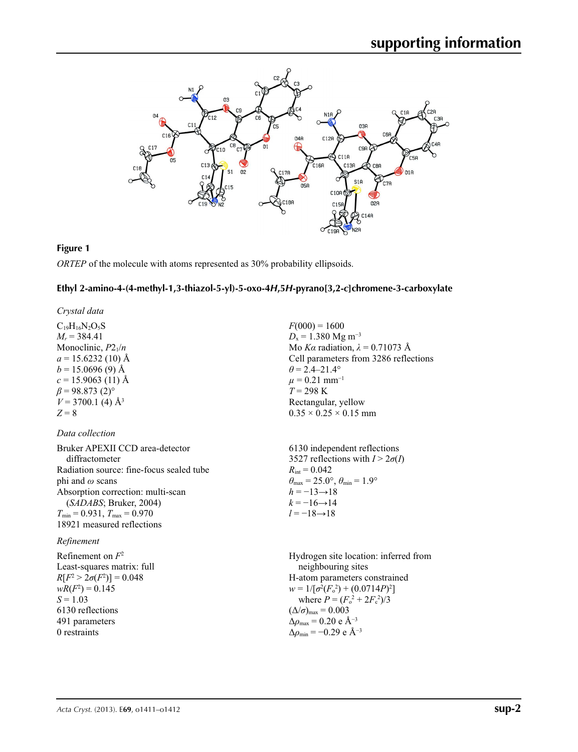## Figure 1

*ORTEP* of the molecule with atoms represented as 30% probability ellipsoids.

### Ethyl 2-amino-4-(4-methyl-1,3-thiazol-5-yl)-5-oxo-4*H*,5*H*-pyrano[3,2-*c*]chromene-3-carboxylate

*Crystal data*

$C_{19}H_{16}N_2O_5S$
$M_r = 384.41$
Monoclinic, $P2_1/n$
$a = 15.6232$ (10) Å
$b = 15.0696$ (9) Å
$c = 15.9063$ (11) Å
$\beta = 98.873$ (2)°
$V = 3700.1$ (4) Å$^3$
$Z = 8$

$F(000) = 1600$
$D_x = 1.380$ Mg m$^{-3}$
Mo $K\alpha$ radiation, $\lambda = 0.71073$ Å
Cell parameters from 3286 reflections
$\theta = 2.4$–$21.4°$
$\mu = 0.21$ mm$^{-1}$
$T = 298$ K
Rectangular, yellow
0.35 × 0.25 × 0.15 mm

*Data collection*

Bruker APEXII CCD area-detector diffractometer
Radiation source: fine-focus sealed tube
phi and $\omega$ scans
Absorption correction: multi-scan (*SADABS*; Bruker, 2004)
$T_{min} = 0.931$, $T_{max} = 0.970$
18921 measured reflections

6130 independent reflections
3527 reflections with $I > 2\sigma(I)$
$R_{int} = 0.042$
$\theta_{max} = 25.0°$, $\theta_{min} = 1.9°$
$h = -13 \rightarrow 18$
$k = -16 \rightarrow 14$
$l = -18 \rightarrow 18$

*Refinement*

Refinement on $F^2$
Least-squares matrix: full
$R[F^2 > 2\sigma(F^2)] = 0.048$
$wR(F^2) = 0.145$
$S = 1.03$
6130 reflections
491 parameters
0 restraints

Hydrogen site location: inferred from neighbouring sites
H-atom parameters constrained
$w = 1/[\sigma^2(F_o^2) + (0.0714P)^2]$
where $P = (F_o^2 + 2F_c^2)/3$
$(\Delta/\sigma)_{max} = 0.003$
$\Delta\rho_{max} = 0.20$ e Å$^{-3}$
$\Delta\rho_{min} = -0.29$ e Å$^{-3}$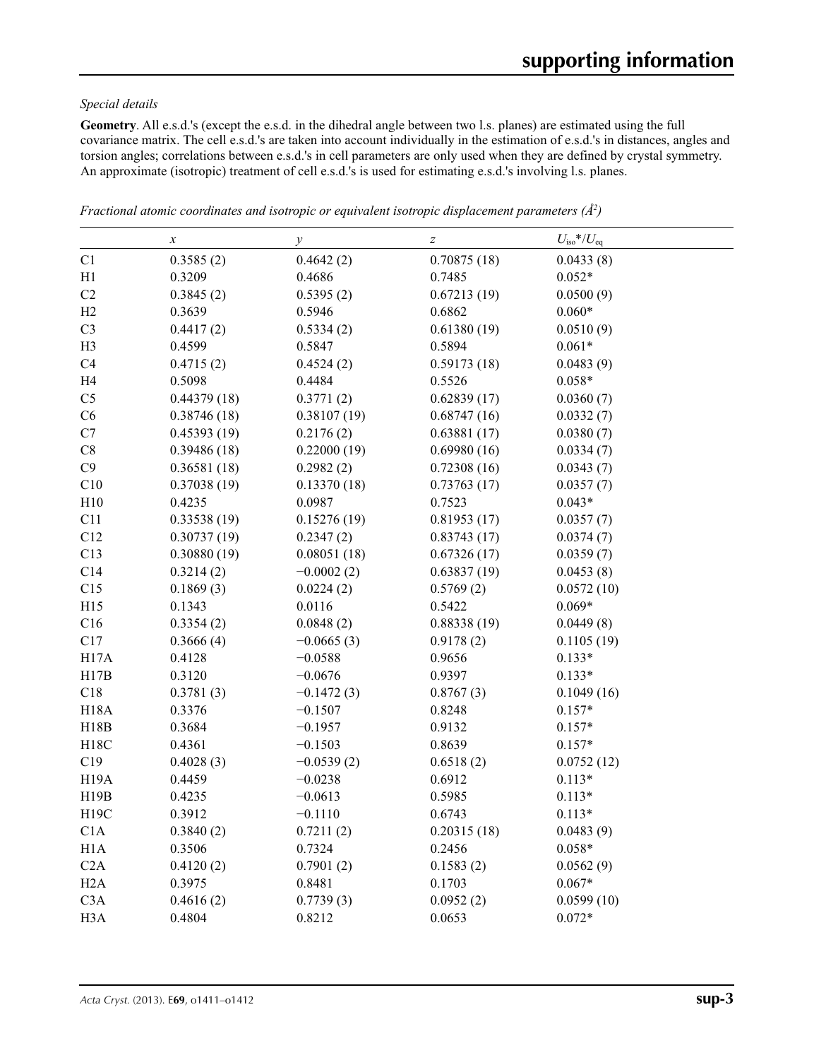*Special details*

**Geometry**. All e.s.d.'s (except the e.s.d. in the dihedral angle between two l.s. planes) are estimated using the full covariance matrix. The cell e.s.d.'s are taken into account individually in the estimation of e.s.d.'s in distances, angles and torsion angles; correlations between e.s.d.'s in cell parameters are only used when they are defined by crystal symmetry. An approximate (isotropic) treatment of cell e.s.d.'s is used for estimating e.s.d.'s involving l.s. planes.

*Fractional atomic coordinates and isotropic or equivalent isotropic displacement parameters (Å²)*

| | $x$ | $y$ | $z$ | $U_{iso}$*/$U_{eq}$ |
|---|---|---|---|---|
| C1 | 0.3585 (2) | 0.4642 (2) | 0.70875 (18) | 0.0433 (8) |
| H1 | 0.3209 | 0.4686 | 0.7485 | 0.052* |
| C2 | 0.3845 (2) | 0.5395 (2) | 0.67213 (19) | 0.0500 (9) |
| H2 | 0.3639 | 0.5946 | 0.6862 | 0.060* |
| C3 | 0.4417 (2) | 0.5334 (2) | 0.61380 (19) | 0.0510 (9) |
| H3 | 0.4599 | 0.5847 | 0.5894 | 0.061* |
| C4 | 0.4715 (2) | 0.4524 (2) | 0.59173 (18) | 0.0483 (9) |
| H4 | 0.5098 | 0.4484 | 0.5526 | 0.058* |
| C5 | 0.44379 (18) | 0.3771 (2) | 0.62839 (17) | 0.0360 (7) |
| C6 | 0.38746 (18) | 0.38107 (19) | 0.68747 (16) | 0.0332 (7) |
| C7 | 0.45393 (19) | 0.2176 (2) | 0.63881 (17) | 0.0380 (7) |
| C8 | 0.39486 (18) | 0.22000 (19) | 0.69980 (16) | 0.0334 (7) |
| C9 | 0.36581 (18) | 0.2982 (2) | 0.72308 (16) | 0.0343 (7) |
| C10 | 0.37038 (19) | 0.13370 (18) | 0.73763 (17) | 0.0357 (7) |
| H10 | 0.4235 | 0.0987 | 0.7523 | 0.043* |
| C11 | 0.33538 (19) | 0.15276 (19) | 0.81953 (17) | 0.0357 (7) |
| C12 | 0.30737 (19) | 0.2347 (2) | 0.83743 (17) | 0.0374 (7) |
| C13 | 0.30880 (19) | 0.08051 (18) | 0.67326 (17) | 0.0359 (7) |
| C14 | 0.3214 (2) | −0.0002 (2) | 0.63837 (19) | 0.0453 (8) |
| C15 | 0.1869 (3) | 0.0224 (2) | 0.5769 (2) | 0.0572 (10) |
| H15 | 0.1343 | 0.0116 | 0.5422 | 0.069* |
| C16 | 0.3354 (2) | 0.0848 (2) | 0.88338 (19) | 0.0449 (8) |
| C17 | 0.3666 (4) | −0.0665 (3) | 0.9178 (2) | 0.1105 (19) |
| H17A | 0.4128 | −0.0588 | 0.9656 | 0.133* |
| H17B | 0.3120 | −0.0676 | 0.9397 | 0.133* |
| C18 | 0.3781 (3) | −0.1472 (3) | 0.8767 (3) | 0.1049 (16) |
| H18A | 0.3376 | −0.1507 | 0.8248 | 0.157* |
| H18B | 0.3684 | −0.1957 | 0.9132 | 0.157* |
| H18C | 0.4361 | −0.1503 | 0.8639 | 0.157* |
| C19 | 0.4028 (3) | −0.0539 (2) | 0.6518 (2) | 0.0752 (12) |
| H19A | 0.4459 | −0.0238 | 0.6912 | 0.113* |
| H19B | 0.4235 | −0.0613 | 0.5985 | 0.113* |
| H19C | 0.3912 | −0.1110 | 0.6743 | 0.113* |
| C1A | 0.3840 (2) | 0.7211 (2) | 0.20315 (18) | 0.0483 (9) |
| H1A | 0.3506 | 0.7324 | 0.2456 | 0.058* |
| C2A | 0.4120 (2) | 0.7901 (2) | 0.1583 (2) | 0.0562 (9) |
| H2A | 0.3975 | 0.8481 | 0.1703 | 0.067* |
| C3A | 0.4616 (2) | 0.7739 (3) | 0.0952 (2) | 0.0599 (10) |
| H3A | 0.4804 | 0.8212 | 0.0653 | 0.072* |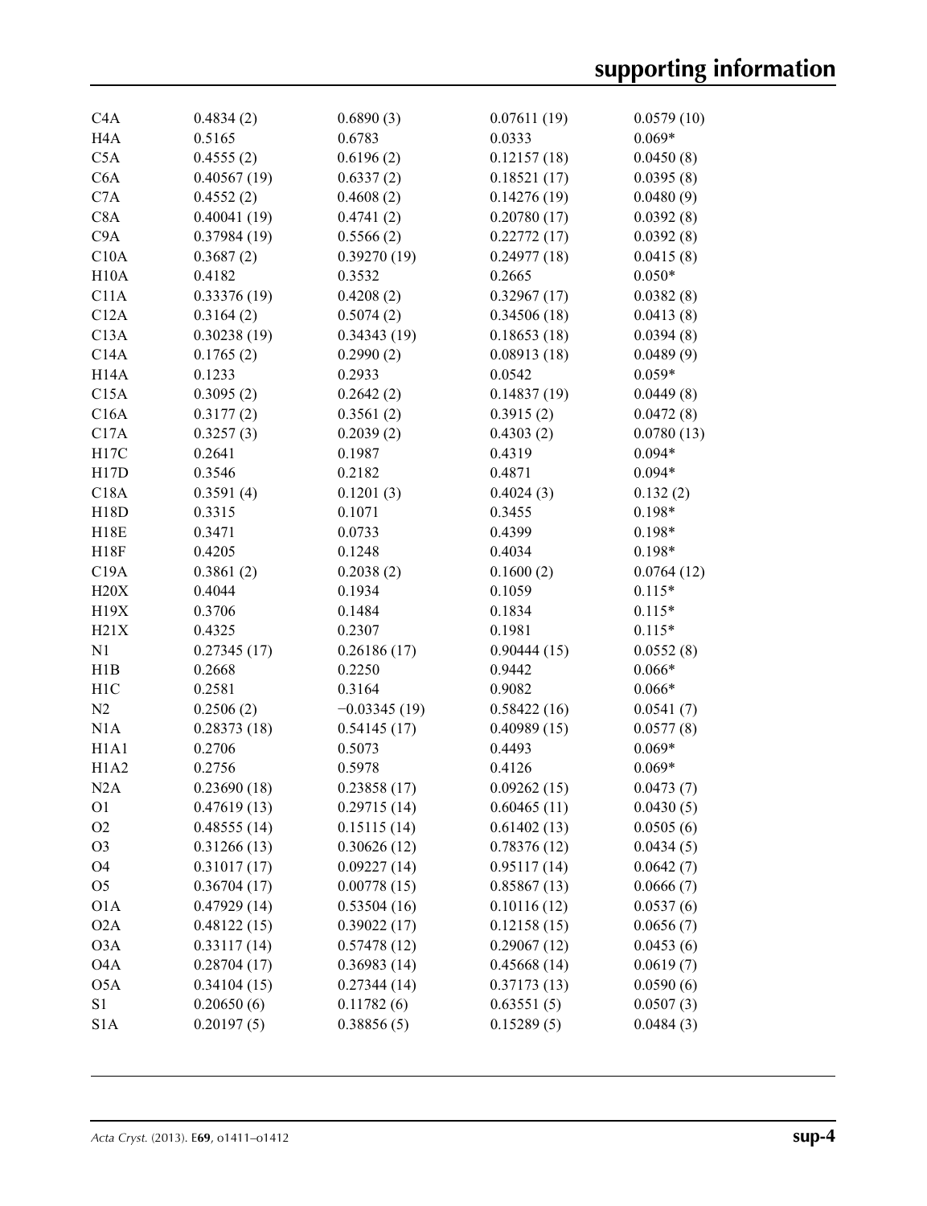| | | | | |
|---|---|---|---|---|
| C4A | 0.4834 (2) | 0.6890 (3) | 0.07611 (19) | 0.0579 (10) |
| H4A | 0.5165 | 0.6783 | 0.0333 | 0.069* |
| C5A | 0.4555 (2) | 0.6196 (2) | 0.12157 (18) | 0.0450 (8) |
| C6A | 0.40567 (19) | 0.6337 (2) | 0.18521 (17) | 0.0395 (8) |
| C7A | 0.4552 (2) | 0.4608 (2) | 0.14276 (19) | 0.0480 (9) |
| C8A | 0.40041 (19) | 0.4741 (2) | 0.20780 (17) | 0.0392 (8) |
| C9A | 0.37984 (19) | 0.5566 (2) | 0.22772 (17) | 0.0392 (8) |
| C10A | 0.3687 (2) | 0.39270 (19) | 0.24977 (18) | 0.0415 (8) |
| H10A | 0.4182 | 0.3532 | 0.2665 | 0.050* |
| C11A | 0.33376 (19) | 0.4208 (2) | 0.32967 (17) | 0.0382 (8) |
| C12A | 0.3164 (2) | 0.5074 (2) | 0.34506 (18) | 0.0413 (8) |
| C13A | 0.30238 (19) | 0.34343 (19) | 0.18653 (18) | 0.0394 (8) |
| C14A | 0.1765 (2) | 0.2990 (2) | 0.08913 (18) | 0.0489 (9) |
| H14A | 0.1233 | 0.2933 | 0.0542 | 0.059* |
| C15A | 0.3095 (2) | 0.2642 (2) | 0.14837 (19) | 0.0449 (8) |
| C16A | 0.3177 (2) | 0.3561 (2) | 0.3915 (2) | 0.0472 (8) |
| C17A | 0.3257 (3) | 0.2039 (2) | 0.4303 (2) | 0.0780 (13) |
| H17C | 0.2641 | 0.1987 | 0.4319 | 0.094* |
| H17D | 0.3546 | 0.2182 | 0.4871 | 0.094* |
| C18A | 0.3591 (4) | 0.1201 (3) | 0.4024 (3) | 0.132 (2) |
| H18D | 0.3315 | 0.1071 | 0.3455 | 0.198* |
| H18E | 0.3471 | 0.0733 | 0.4399 | 0.198* |
| H18F | 0.4205 | 0.1248 | 0.4034 | 0.198* |
| C19A | 0.3861 (2) | 0.2038 (2) | 0.1600 (2) | 0.0764 (12) |
| H20X | 0.4044 | 0.1934 | 0.1059 | 0.115* |
| H19X | 0.3706 | 0.1484 | 0.1834 | 0.115* |
| H21X | 0.4325 | 0.2307 | 0.1981 | 0.115* |
| N1 | 0.27345 (17) | 0.26186 (17) | 0.90444 (15) | 0.0552 (8) |
| H1B | 0.2668 | 0.2250 | 0.9442 | 0.066* |
| H1C | 0.2581 | 0.3164 | 0.9082 | 0.066* |
| N2 | 0.2506 (2) | −0.03345 (19) | 0.58422 (16) | 0.0541 (7) |
| N1A | 0.28373 (18) | 0.54145 (17) | 0.40989 (15) | 0.0577 (8) |
| H1A1 | 0.2706 | 0.5073 | 0.4493 | 0.069* |
| H1A2 | 0.2756 | 0.5978 | 0.4126 | 0.069* |
| N2A | 0.23690 (18) | 0.23858 (17) | 0.09262 (15) | 0.0473 (7) |
| O1 | 0.47619 (13) | 0.29715 (14) | 0.60465 (11) | 0.0430 (5) |
| O2 | 0.48555 (14) | 0.15115 (14) | 0.61402 (13) | 0.0505 (6) |
| O3 | 0.31266 (13) | 0.30626 (12) | 0.78376 (12) | 0.0434 (5) |
| O4 | 0.31017 (17) | 0.09227 (14) | 0.95117 (14) | 0.0642 (7) |
| O5 | 0.36704 (17) | 0.00778 (15) | 0.85867 (13) | 0.0666 (7) |
| O1A | 0.47929 (14) | 0.53504 (16) | 0.10116 (12) | 0.0537 (6) |
| O2A | 0.48122 (15) | 0.39022 (17) | 0.12158 (15) | 0.0656 (7) |
| O3A | 0.33117 (14) | 0.57478 (12) | 0.29067 (12) | 0.0453 (6) |
| O4A | 0.28704 (17) | 0.36983 (14) | 0.45668 (14) | 0.0619 (7) |
| O5A | 0.34104 (15) | 0.27344 (14) | 0.37173 (13) | 0.0590 (6) |
| S1 | 0.20650 (6) | 0.11782 (6) | 0.63551 (5) | 0.0507 (3) |
| S1A | 0.20197 (5) | 0.38856 (5) | 0.15289 (5) | 0.0484 (3) |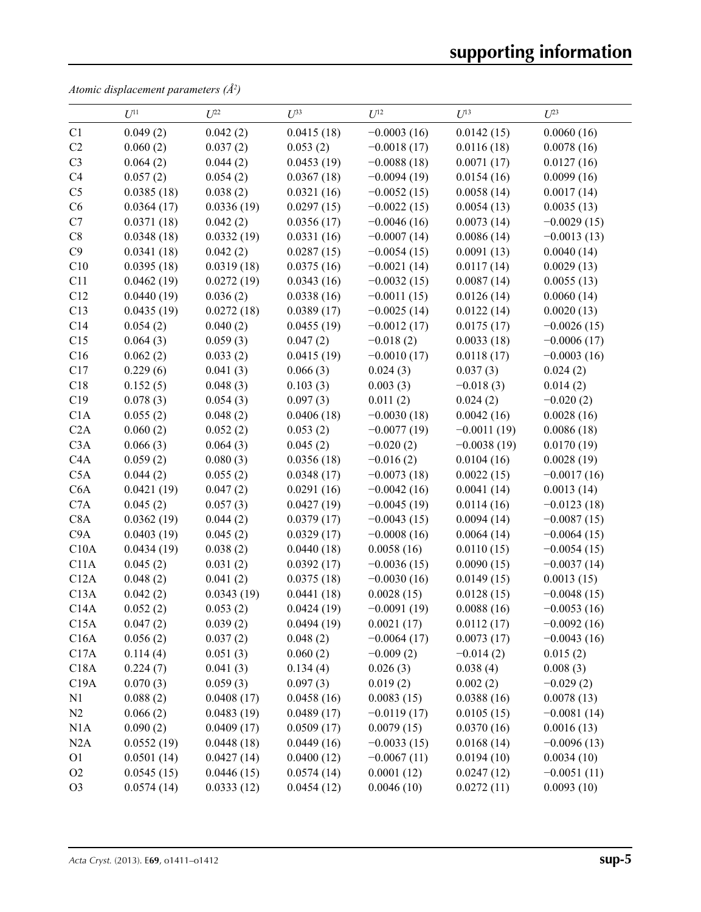*Atomic displacement parameters ($Å^2$)*

| | $U^{11}$ | $U^{22}$ | $U^{33}$ | $U^{12}$ | $U^{13}$ | $U^{23}$ |
|---|---|---|---|---|---|---|
| C1 | 0.049 (2) | 0.042 (2) | 0.0415 (18) | −0.0003 (16) | 0.0142 (15) | 0.0060 (16) |
| C2 | 0.060 (2) | 0.037 (2) | 0.053 (2) | −0.0018 (17) | 0.0116 (18) | 0.0078 (16) |
| C3 | 0.064 (2) | 0.044 (2) | 0.0453 (19) | −0.0088 (18) | 0.0071 (17) | 0.0127 (16) |
| C4 | 0.057 (2) | 0.054 (2) | 0.0367 (18) | −0.0094 (19) | 0.0154 (16) | 0.0099 (16) |
| C5 | 0.0385 (18) | 0.038 (2) | 0.0321 (16) | −0.0052 (15) | 0.0058 (14) | 0.0017 (14) |
| C6 | 0.0364 (17) | 0.0336 (19) | 0.0297 (15) | −0.0022 (15) | 0.0054 (13) | 0.0035 (13) |
| C7 | 0.0371 (18) | 0.042 (2) | 0.0356 (17) | −0.0046 (16) | 0.0073 (14) | −0.0029 (15) |
| C8 | 0.0348 (18) | 0.0332 (19) | 0.0331 (16) | −0.0007 (14) | 0.0086 (14) | −0.0013 (13) |
| C9 | 0.0341 (18) | 0.042 (2) | 0.0287 (15) | −0.0054 (15) | 0.0091 (13) | 0.0040 (14) |
| C10 | 0.0395 (18) | 0.0319 (18) | 0.0375 (16) | −0.0021 (14) | 0.0117 (14) | 0.0029 (13) |
| C11 | 0.0462 (19) | 0.0272 (19) | 0.0343 (16) | −0.0032 (15) | 0.0087 (14) | 0.0055 (13) |
| C12 | 0.0440 (19) | 0.036 (2) | 0.0338 (16) | −0.0011 (15) | 0.0126 (14) | 0.0060 (14) |
| C13 | 0.0435 (19) | 0.0272 (18) | 0.0389 (17) | −0.0025 (14) | 0.0122 (14) | 0.0020 (13) |
| C14 | 0.054 (2) | 0.040 (2) | 0.0455 (19) | −0.0012 (17) | 0.0175 (17) | −0.0026 (15) |
| C15 | 0.064 (3) | 0.059 (3) | 0.047 (2) | −0.018 (2) | 0.0033 (18) | −0.0006 (17) |
| C16 | 0.062 (2) | 0.033 (2) | 0.0415 (19) | −0.0010 (17) | 0.0118 (17) | −0.0003 (16) |
| C17 | 0.229 (6) | 0.041 (3) | 0.066 (3) | 0.024 (3) | 0.037 (3) | 0.024 (2) |
| C18 | 0.152 (5) | 0.048 (3) | 0.103 (3) | 0.003 (3) | −0.018 (3) | 0.014 (2) |
| C19 | 0.078 (3) | 0.054 (3) | 0.097 (3) | 0.011 (2) | 0.024 (2) | −0.020 (2) |
| C1A | 0.055 (2) | 0.048 (2) | 0.0406 (18) | −0.0030 (18) | 0.0042 (16) | 0.0028 (16) |
| C2A | 0.060 (2) | 0.052 (2) | 0.053 (2) | −0.0077 (19) | −0.0011 (19) | 0.0086 (18) |
| C3A | 0.066 (3) | 0.064 (3) | 0.045 (2) | −0.020 (2) | −0.0038 (19) | 0.0170 (19) |
| C4A | 0.059 (2) | 0.080 (3) | 0.0356 (18) | −0.016 (2) | 0.0104 (16) | 0.0028 (19) |
| C5A | 0.044 (2) | 0.055 (2) | 0.0348 (17) | −0.0073 (18) | 0.0022 (15) | −0.0017 (16) |
| C6A | 0.0421 (19) | 0.047 (2) | 0.0291 (16) | −0.0042 (16) | 0.0041 (14) | 0.0013 (14) |
| C7A | 0.045 (2) | 0.057 (3) | 0.0427 (19) | −0.0045 (19) | 0.0114 (16) | −0.0123 (18) |
| C8A | 0.0362 (19) | 0.044 (2) | 0.0379 (17) | −0.0043 (15) | 0.0094 (14) | −0.0087 (15) |
| C9A | 0.0403 (19) | 0.045 (2) | 0.0329 (17) | −0.0008 (16) | 0.0064 (14) | −0.0064 (15) |
| C10A | 0.0434 (19) | 0.038 (2) | 0.0440 (18) | 0.0058 (16) | 0.0110 (15) | −0.0054 (15) |
| C11A | 0.045 (2) | 0.031 (2) | 0.0392 (17) | −0.0036 (15) | 0.0090 (15) | −0.0037 (14) |
| C12A | 0.048 (2) | 0.041 (2) | 0.0375 (18) | −0.0030 (16) | 0.0149 (15) | 0.0013 (15) |
| C13A | 0.042 (2) | 0.0343 (19) | 0.0441 (18) | 0.0028 (15) | 0.0128 (15) | −0.0048 (15) |
| C14A | 0.052 (2) | 0.053 (2) | 0.0424 (19) | −0.0091 (19) | 0.0088 (16) | −0.0053 (16) |
| C15A | 0.047 (2) | 0.039 (2) | 0.0494 (19) | 0.0021 (17) | 0.0112 (17) | −0.0092 (16) |
| C16A | 0.056 (2) | 0.037 (2) | 0.048 (2) | −0.0064 (17) | 0.0073 (17) | −0.0043 (16) |
| C17A | 0.114 (4) | 0.051 (3) | 0.060 (2) | −0.009 (2) | −0.014 (2) | 0.015 (2) |
| C18A | 0.224 (7) | 0.041 (3) | 0.134 (4) | 0.026 (3) | 0.038 (4) | 0.008 (3) |
| C19A | 0.070 (3) | 0.059 (3) | 0.097 (3) | 0.019 (2) | 0.002 (2) | −0.029 (2) |
| N1 | 0.088 (2) | 0.0408 (17) | 0.0458 (16) | 0.0083 (15) | 0.0388 (16) | 0.0078 (13) |
| N2 | 0.066 (2) | 0.0483 (19) | 0.0489 (17) | −0.0119 (17) | 0.0105 (15) | −0.0081 (14) |
| N1A | 0.090 (2) | 0.0409 (17) | 0.0509 (17) | 0.0079 (15) | 0.0370 (16) | 0.0016 (13) |
| N2A | 0.0552 (19) | 0.0448 (18) | 0.0449 (16) | −0.0033 (15) | 0.0168 (14) | −0.0096 (13) |
| O1 | 0.0501 (14) | 0.0427 (14) | 0.0400 (12) | −0.0067 (11) | 0.0194 (10) | 0.0034 (10) |
| O2 | 0.0545 (15) | 0.0446 (15) | 0.0574 (14) | 0.0001 (12) | 0.0247 (12) | −0.0051 (11) |
| O3 | 0.0574 (14) | 0.0333 (12) | 0.0454 (12) | 0.0046 (10) | 0.0272 (11) | 0.0093 (10) |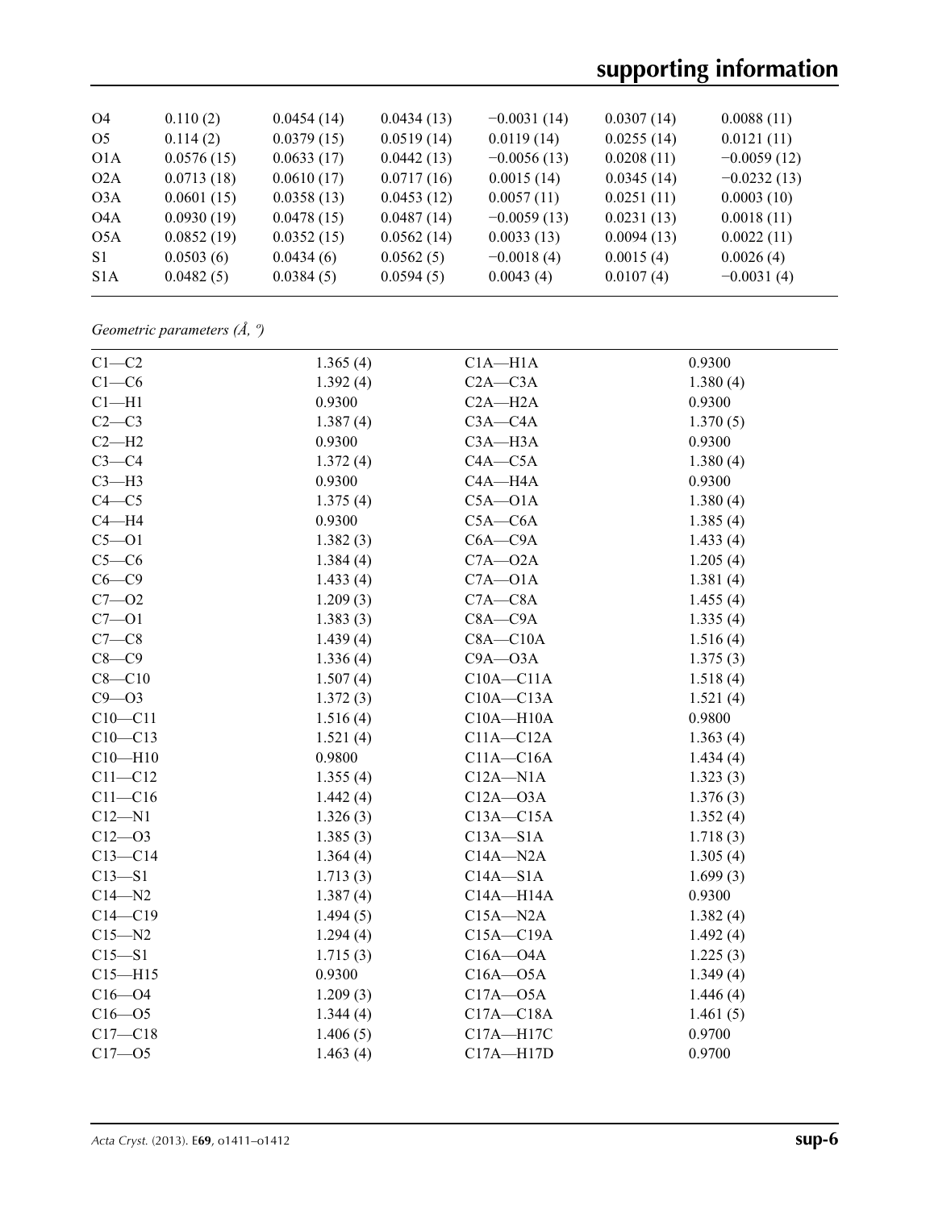| | | | | | | |
|---|---|---|---|---|---|---|
| O4 | 0.110 (2) | 0.0454 (14) | 0.0434 (13) | −0.0031 (14) | 0.0307 (14) | 0.0088 (11) |
| O5 | 0.114 (2) | 0.0379 (15) | 0.0519 (14) | 0.0119 (14) | 0.0255 (14) | 0.0121 (11) |
| O1A | 0.0576 (15) | 0.0633 (17) | 0.0442 (13) | −0.0056 (13) | 0.0208 (11) | −0.0059 (12) |
| O2A | 0.0713 (18) | 0.0610 (17) | 0.0717 (16) | 0.0015 (14) | 0.0345 (14) | −0.0232 (13) |
| O3A | 0.0601 (15) | 0.0358 (13) | 0.0453 (12) | 0.0057 (11) | 0.0251 (11) | 0.0003 (10) |
| O4A | 0.0930 (19) | 0.0478 (15) | 0.0487 (14) | −0.0059 (13) | 0.0231 (13) | 0.0018 (11) |
| O5A | 0.0852 (19) | 0.0352 (15) | 0.0562 (14) | 0.0033 (13) | 0.0094 (13) | 0.0022 (11) |
| S1 | 0.0503 (6) | 0.0434 (6) | 0.0562 (5) | −0.0018 (4) | 0.0015 (4) | 0.0026 (4) |
| S1A | 0.0482 (5) | 0.0384 (5) | 0.0594 (5) | 0.0043 (4) | 0.0107 (4) | −0.0031 (4) |

*Geometric parameters (Å, º)*

| | | | |
|---|---|---|---|
| C1—C2 | 1.365 (4) | C1A—H1A | 0.9300 |
| C1—C6 | 1.392 (4) | C2A—C3A | 1.380 (4) |
| C1—H1 | 0.9300 | C2A—H2A | 0.9300 |
| C2—C3 | 1.387 (4) | C3A—C4A | 1.370 (5) |
| C2—H2 | 0.9300 | C3A—H3A | 0.9300 |
| C3—C4 | 1.372 (4) | C4A—C5A | 1.380 (4) |
| C3—H3 | 0.9300 | C4A—H4A | 0.9300 |
| C4—C5 | 1.375 (4) | C5A—O1A | 1.380 (4) |
| C4—H4 | 0.9300 | C5A—C6A | 1.385 (4) |
| C5—O1 | 1.382 (3) | C6A—C9A | 1.433 (4) |
| C5—C6 | 1.384 (4) | C7A—O2A | 1.205 (4) |
| C6—C9 | 1.433 (4) | C7A—O1A | 1.381 (4) |
| C7—O2 | 1.209 (3) | C7A—C8A | 1.455 (4) |
| C7—O1 | 1.383 (3) | C8A—C9A | 1.335 (4) |
| C7—C8 | 1.439 (4) | C8A—C10A | 1.516 (4) |
| C8—C9 | 1.336 (4) | C9A—O3A | 1.375 (3) |
| C8—C10 | 1.507 (4) | C10A—C11A | 1.518 (4) |
| C9—O3 | 1.372 (3) | C10A—C13A | 1.521 (4) |
| C10—C11 | 1.516 (4) | C10A—H10A | 0.9800 |
| C10—C13 | 1.521 (4) | C11A—C12A | 1.363 (4) |
| C10—H10 | 0.9800 | C11A—C16A | 1.434 (4) |
| C11—C12 | 1.355 (4) | C12A—N1A | 1.323 (3) |
| C11—C16 | 1.442 (4) | C12A—O3A | 1.376 (3) |
| C12—N1 | 1.326 (3) | C13A—C15A | 1.352 (4) |
| C12—O3 | 1.385 (3) | C13A—S1A | 1.718 (3) |
| C13—C14 | 1.364 (4) | C14A—N2A | 1.305 (4) |
| C13—S1 | 1.713 (3) | C14A—S1A | 1.699 (3) |
| C14—N2 | 1.387 (4) | C14A—H14A | 0.9300 |
| C14—C19 | 1.494 (5) | C15A—N2A | 1.382 (4) |
| C15—N2 | 1.294 (4) | C15A—C19A | 1.492 (4) |
| C15—S1 | 1.715 (3) | C16A—O4A | 1.225 (3) |
| C15—H15 | 0.9300 | C16A—O5A | 1.349 (4) |
| C16—O4 | 1.209 (3) | C17A—O5A | 1.446 (4) |
| C16—O5 | 1.344 (4) | C17A—C18A | 1.461 (5) |
| C17—C18 | 1.406 (5) | C17A—H17C | 0.9700 |
| C17—O5 | 1.463 (4) | C17A—H17D | 0.9700 |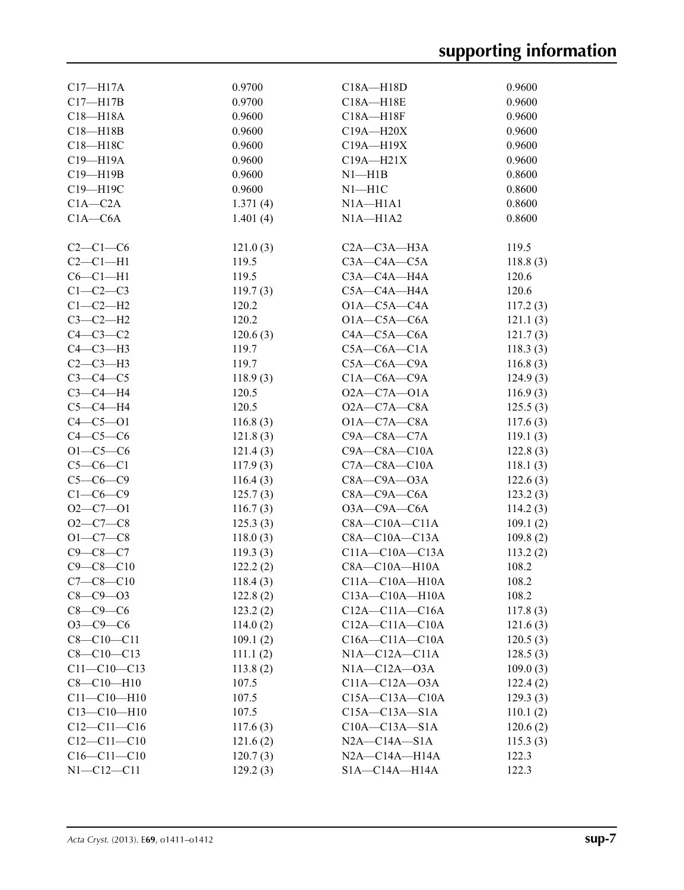| | | | |
|---|---|---|---|
| C17—H17A | 0.9700 | C18A—H18D | 0.9600 |
| C17—H17B | 0.9700 | C18A—H18E | 0.9600 |
| C18—H18A | 0.9600 | C18A—H18F | 0.9600 |
| C18—H18B | 0.9600 | C19A—H20X | 0.9600 |
| C18—H18C | 0.9600 | C19A—H19X | 0.9600 |
| C19—H19A | 0.9600 | C19A—H21X | 0.9600 |
| C19—H19B | 0.9600 | N1—H1B | 0.8600 |
| C19—H19C | 0.9600 | N1—H1C | 0.8600 |
| C1A—C2A | 1.371 (4) | N1A—H1A1 | 0.8600 |
| C1A—C6A | 1.401 (4) | N1A—H1A2 | 0.8600 |

| | | | |
|---|---|---|---|
| C2—C1—C6 | 121.0 (3) | C2A—C3A—H3A | 119.5 |
| C2—C1—H1 | 119.5 | C3A—C4A—C5A | 118.8 (3) |
| C6—C1—H1 | 119.5 | C3A—C4A—H4A | 120.6 |
| C1—C2—C3 | 119.7 (3) | C5A—C4A—H4A | 120.6 |
| C1—C2—H2 | 120.2 | O1A—C5A—C4A | 117.2 (3) |
| C3—C2—H2 | 120.2 | O1A—C5A—C6A | 121.1 (3) |
| C4—C3—C2 | 120.6 (3) | C4A—C5A—C6A | 121.7 (3) |
| C4—C3—H3 | 119.7 | C5A—C6A—C1A | 118.3 (3) |
| C2—C3—H3 | 119.7 | C5A—C6A—C9A | 116.8 (3) |
| C3—C4—C5 | 118.9 (3) | C1A—C6A—C9A | 124.9 (3) |
| C3—C4—H4 | 120.5 | O2A—C7A—O1A | 116.9 (3) |
| C5—C4—H4 | 120.5 | O2A—C7A—C8A | 125.5 (3) |
| C4—C5—O1 | 116.8 (3) | O1A—C7A—C8A | 117.6 (3) |
| C4—C5—C6 | 121.8 (3) | C9A—C8A—C7A | 119.1 (3) |
| O1—C5—C6 | 121.4 (3) | C9A—C8A—C10A | 122.8 (3) |
| C5—C6—C1 | 117.9 (3) | C7A—C8A—C10A | 118.1 (3) |
| C5—C6—C9 | 116.4 (3) | C8A—C9A—O3A | 122.6 (3) |
| C1—C6—C9 | 125.7 (3) | C8A—C9A—C6A | 123.2 (3) |
| O2—C7—O1 | 116.7 (3) | O3A—C9A—C6A | 114.2 (3) |
| O2—C7—C8 | 125.3 (3) | C8A—C10A—C11A | 109.1 (2) |
| O1—C7—C8 | 118.0 (3) | C8A—C10A—C13A | 109.8 (2) |
| C9—C8—C7 | 119.3 (3) | C11A—C10A—C13A | 113.2 (2) |
| C9—C8—C10 | 122.2 (2) | C8A—C10A—H10A | 108.2 |
| C7—C8—C10 | 118.4 (3) | C11A—C10A—H10A | 108.2 |
| C8—C9—O3 | 122.8 (2) | C13A—C10A—H10A | 108.2 |
| C8—C9—C6 | 123.2 (2) | C12A—C11A—C16A | 117.8 (3) |
| O3—C9—C6 | 114.0 (2) | C12A—C11A—C10A | 121.6 (3) |
| C8—C10—C11 | 109.1 (2) | C16A—C11A—C10A | 120.5 (3) |
| C8—C10—C13 | 111.1 (2) | N1A—C12A—C11A | 128.5 (3) |
| C11—C10—C13 | 113.8 (2) | N1A—C12A—O3A | 109.0 (3) |
| C8—C10—H10 | 107.5 | C11A—C12A—O3A | 122.4 (2) |
| C11—C10—H10 | 107.5 | C15A—C13A—C10A | 129.3 (3) |
| C13—C10—H10 | 107.5 | C15A—C13A—S1A | 110.1 (2) |
| C12—C11—C16 | 117.6 (3) | C10A—C13A—S1A | 120.6 (2) |
| C12—C11—C10 | 121.6 (2) | N2A—C14A—S1A | 115.3 (3) |
| C16—C11—C10 | 120.7 (3) | N2A—C14A—H14A | 122.3 |
| N1—C12—C11 | 129.2 (3) | S1A—C14A—H14A | 122.3 |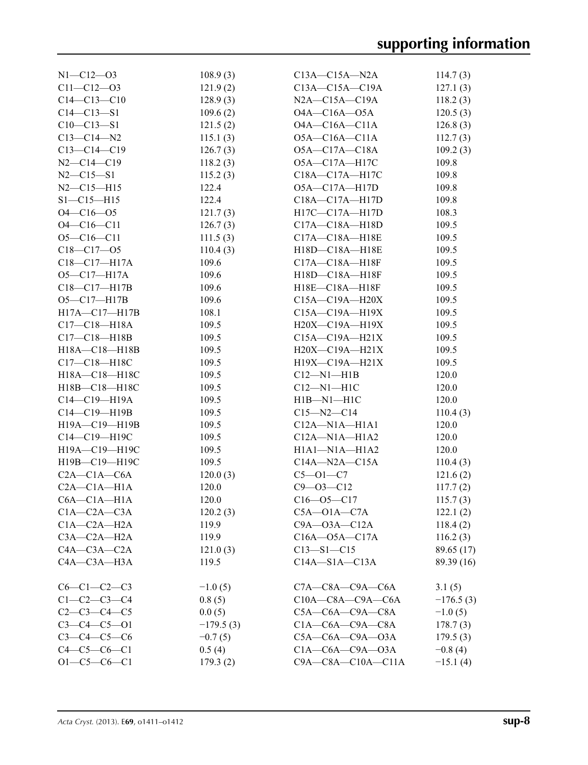| | | | |
|---|---|---|---|
| N1—C12—O3 | 108.9 (3) | C13A—C15A—N2A | 114.7 (3) |
| C11—C12—O3 | 121.9 (2) | C13A—C15A—C19A | 127.1 (3) |
| C14—C13—C10 | 128.9 (3) | N2A—C15A—C19A | 118.2 (3) |
| C14—C13—S1 | 109.6 (2) | O4A—C16A—O5A | 120.5 (3) |
| C10—C13—S1 | 121.5 (2) | O4A—C16A—C11A | 126.8 (3) |
| C13—C14—N2 | 115.1 (3) | O5A—C16A—C11A | 112.7 (3) |
| C13—C14—C19 | 126.7 (3) | O5A—C17A—C18A | 109.2 (3) |
| N2—C14—C19 | 118.2 (3) | O5A—C17A—H17C | 109.8 |
| N2—C15—S1 | 115.2 (3) | C18A—C17A—H17C | 109.8 |
| N2—C15—H15 | 122.4 | O5A—C17A—H17D | 109.8 |
| S1—C15—H15 | 122.4 | C18A—C17A—H17D | 109.8 |
| O4—C16—O5 | 121.7 (3) | H17C—C17A—H17D | 108.3 |
| O4—C16—C11 | 126.7 (3) | C17A—C18A—H18D | 109.5 |
| O5—C16—C11 | 111.5 (3) | C17A—C18A—H18E | 109.5 |
| C18—C17—O5 | 110.4 (3) | H18D—C18A—H18E | 109.5 |
| C18—C17—H17A | 109.6 | C17A—C18A—H18F | 109.5 |
| O5—C17—H17A | 109.6 | H18D—C18A—H18F | 109.5 |
| C18—C17—H17B | 109.6 | H18E—C18A—H18F | 109.5 |
| O5—C17—H17B | 109.6 | C15A—C19A—H20X | 109.5 |
| H17A—C17—H17B | 108.1 | C15A—C19A—H19X | 109.5 |
| C17—C18—H18A | 109.5 | H20X—C19A—H19X | 109.5 |
| C17—C18—H18B | 109.5 | C15A—C19A—H21X | 109.5 |
| H18A—C18—H18B | 109.5 | H20X—C19A—H21X | 109.5 |
| C17—C18—H18C | 109.5 | H19X—C19A—H21X | 109.5 |
| H18A—C18—H18C | 109.5 | C12—N1—H1B | 120.0 |
| H18B—C18—H18C | 109.5 | C12—N1—H1C | 120.0 |
| C14—C19—H19A | 109.5 | H1B—N1—H1C | 120.0 |
| C14—C19—H19B | 109.5 | C15—N2—C14 | 110.4 (3) |
| H19A—C19—H19B | 109.5 | C12A—N1A—H1A1 | 120.0 |
| C14—C19—H19C | 109.5 | C12A—N1A—H1A2 | 120.0 |
| H19A—C19—H19C | 109.5 | H1A1—N1A—H1A2 | 120.0 |
| H19B—C19—H19C | 109.5 | C14A—N2A—C15A | 110.4 (3) |
| C2A—C1A—C6A | 120.0 (3) | C5—O1—C7 | 121.6 (2) |
| C2A—C1A—H1A | 120.0 | C9—O3—C12 | 117.7 (2) |
| C6A—C1A—H1A | 120.0 | C16—O5—C17 | 115.7 (3) |
| C1A—C2A—C3A | 120.2 (3) | C5A—O1A—C7A | 122.1 (2) |
| C1A—C2A—H2A | 119.9 | C9A—O3A—C12A | 118.4 (2) |
| C3A—C2A—H2A | 119.9 | C16A—O5A—C17A | 116.2 (3) |
| C4A—C3A—C2A | 121.0 (3) | C13—S1—C15 | 89.65 (17) |
| C4A—C3A—H3A | 119.5 | C14A—S1A—C13A | 89.39 (16) |

| | | | |
|---|---|---|---|
| C6—C1—C2—C3 | −1.0 (5) | C7A—C8A—C9A—C6A | 3.1 (5) |
| C1—C2—C3—C4 | 0.8 (5) | C10A—C8A—C9A—C6A | −176.5 (3) |
| C2—C3—C4—C5 | 0.0 (5) | C5A—C6A—C9A—C8A | −1.0 (5) |
| C3—C4—C5—O1 | −179.5 (3) | C1A—C6A—C9A—C8A | 178.7 (3) |
| C3—C4—C5—C6 | −0.7 (5) | C5A—C6A—C9A—O3A | 179.5 (3) |
| C4—C5—C6—C1 | 0.5 (4) | C1A—C6A—C9A—O3A | −0.8 (4) |
| O1—C5—C6—C1 | 179.3 (2) | C9A—C8A—C10A—C11A | −15.1 (4) |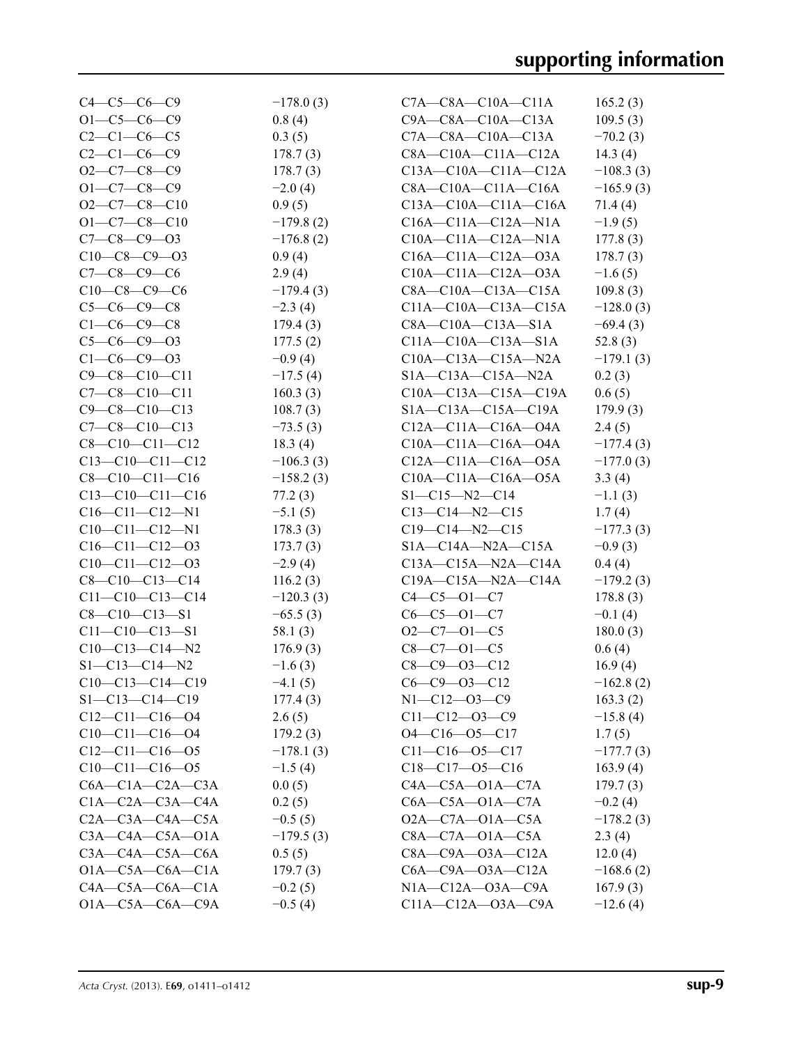| | | | |
|---|---|---|---|
| C4—C5—C6—C9 | −178.0 (3) | C7A—C8A—C10A—C11A | 165.2 (3) |
| O1—C5—C6—C9 | 0.8 (4) | C9A—C8A—C10A—C13A | 109.5 (3) |
| C2—C1—C6—C5 | 0.3 (5) | C7A—C8A—C10A—C13A | −70.2 (3) |
| C2—C1—C6—C9 | 178.7 (3) | C8A—C10A—C11A—C12A | 14.3 (4) |
| O2—C7—C8—C9 | 178.7 (3) | C13A—C10A—C11A—C12A | −108.3 (3) |
| O1—C7—C8—C9 | −2.0 (4) | C8A—C10A—C11A—C16A | −165.9 (3) |
| O2—C7—C8—C10 | 0.9 (5) | C13A—C10A—C11A—C16A | 71.4 (4) |
| O1—C7—C8—C10 | −179.8 (2) | C16A—C11A—C12A—N1A | −1.9 (5) |
| C7—C8—C9—O3 | −176.8 (2) | C10A—C11A—C12A—N1A | 177.8 (3) |
| C10—C8—C9—O3 | 0.9 (4) | C16A—C11A—C12A—O3A | 178.7 (3) |
| C7—C8—C9—C6 | 2.9 (4) | C10A—C11A—C12A—O3A | −1.6 (5) |
| C10—C8—C9—C6 | −179.4 (3) | C8A—C10A—C13A—C15A | 109.8 (3) |
| C5—C6—C9—C8 | −2.3 (4) | C11A—C10A—C13A—C15A | −128.0 (3) |
| C1—C6—C9—C8 | 179.4 (3) | C8A—C10A—C13A—S1A | −69.4 (3) |
| C5—C6—C9—O3 | 177.5 (2) | C11A—C10A—C13A—S1A | 52.8 (3) |
| C1—C6—C9—O3 | −0.9 (4) | C10A—C13A—C15A—N2A | −179.1 (3) |
| C9—C8—C10—C11 | −17.5 (4) | S1A—C13A—C15A—N2A | 0.2 (3) |
| C7—C8—C10—C11 | 160.3 (3) | C10A—C13A—C15A—C19A | 0.6 (5) |
| C9—C8—C10—C13 | 108.7 (3) | S1A—C13A—C15A—C19A | 179.9 (3) |
| C7—C8—C10—C13 | −73.5 (3) | C12A—C11A—C16A—O4A | 2.4 (5) |
| C8—C10—C11—C12 | 18.3 (4) | C10A—C11A—C16A—O4A | −177.4 (3) |
| C13—C10—C11—C12 | −106.3 (3) | C12A—C11A—C16A—O5A | −177.0 (3) |
| C8—C10—C11—C16 | −158.2 (3) | C10A—C11A—C16A—O5A | 3.3 (4) |
| C13—C10—C11—C16 | 77.2 (3) | S1—C15—N2—C14 | −1.1 (3) |
| C16—C11—C12—N1 | −5.1 (5) | C13—C14—N2—C15 | 1.7 (4) |
| C10—C11—C12—N1 | 178.3 (3) | C19—C14—N2—C15 | −177.3 (3) |
| C16—C11—C12—O3 | 173.7 (3) | S1A—C14A—N2A—C15A | −0.9 (3) |
| C10—C11—C12—O3 | −2.9 (4) | C13A—C15A—N2A—C14A | 0.4 (4) |
| C8—C10—C13—C14 | 116.2 (3) | C19A—C15A—N2A—C14A | −179.2 (3) |
| C11—C10—C13—C14 | −120.3 (3) | C4—C5—O1—C7 | 178.8 (3) |
| C8—C10—C13—S1 | −65.5 (3) | C6—C5—O1—C7 | −0.1 (4) |
| C11—C10—C13—S1 | 58.1 (3) | O2—C7—O1—C5 | 180.0 (3) |
| C10—C13—C14—N2 | 176.9 (3) | C8—C7—O1—C5 | 0.6 (4) |
| S1—C13—C14—N2 | −1.6 (3) | C8—C9—O3—C12 | 16.9 (4) |
| C10—C13—C14—C19 | −4.1 (5) | C6—C9—O3—C12 | −162.8 (2) |
| S1—C13—C14—C19 | 177.4 (3) | N1—C12—O3—C9 | 163.3 (2) |
| C12—C11—C16—O4 | 2.6 (5) | C11—C12—O3—C9 | −15.8 (4) |
| C10—C11—C16—O4 | 179.2 (3) | O4—C16—O5—C17 | 1.7 (5) |
| C12—C11—C16—O5 | −178.1 (3) | C11—C16—O5—C17 | −177.7 (3) |
| C10—C11—C16—O5 | −1.5 (4) | C18—C17—O5—C16 | 163.9 (4) |
| C6A—C1A—C2A—C3A | 0.0 (5) | C4A—C5A—O1A—C7A | 179.7 (3) |
| C1A—C2A—C3A—C4A | 0.2 (5) | C6A—C5A—O1A—C7A | −0.2 (4) |
| C2A—C3A—C4A—C5A | −0.5 (5) | O2A—C7A—O1A—C5A | −178.2 (3) |
| C3A—C4A—C5A—O1A | −179.5 (3) | C8A—C7A—O1A—C5A | 2.3 (4) |
| C3A—C4A—C5A—C6A | 0.5 (5) | C8A—C9A—O3A—C12A | 12.0 (4) |
| O1A—C5A—C6A—C1A | 179.7 (3) | C6A—C9A—O3A—C12A | −168.6 (2) |
| C4A—C5A—C6A—C1A | −0.2 (5) | N1A—C12A—O3A—C9A | 167.9 (3) |
| O1A—C5A—C6A—C9A | −0.5 (4) | C11A—C12A—O3A—C9A | −12.6 (4) |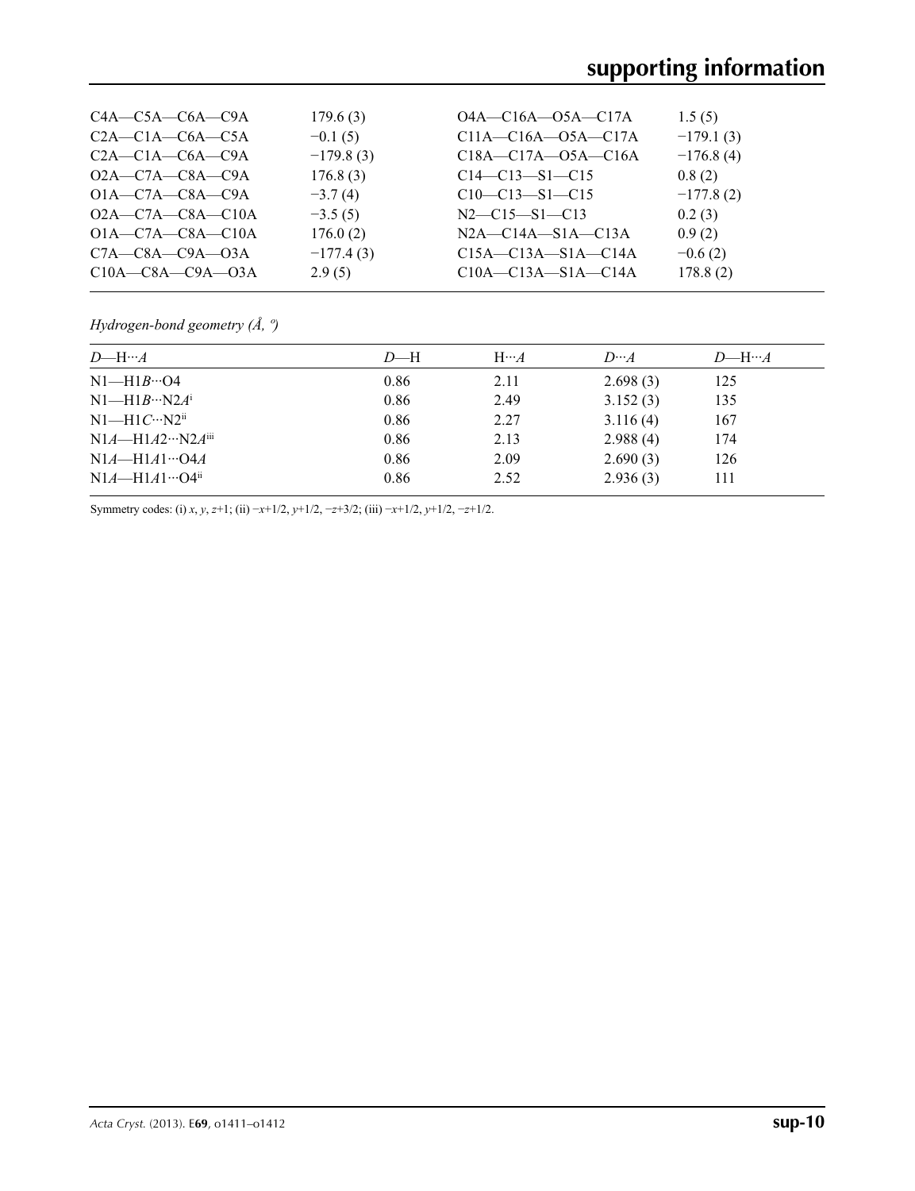| | | | |
|---|---|---|---|
| C4A—C5A—C6A—C9A | 179.6 (3) | O4A—C16A—O5A—C17A | 1.5 (5) |
| C2A—C1A—C6A—C5A | −0.1 (5) | C11A—C16A—O5A—C17A | −179.1 (3) |
| C2A—C1A—C6A—C9A | −179.8 (3) | C18A—C17A—O5A—C16A | −176.8 (4) |
| O2A—C7A—C8A—C9A | 176.8 (3) | C14—C13—S1—C15 | 0.8 (2) |
| O1A—C7A—C8A—C9A | −3.7 (4) | C10—C13—S1—C15 | −177.8 (2) |
| O2A—C7A—C8A—C10A | −3.5 (5) | N2—C15—S1—C13 | 0.2 (3) |
| O1A—C7A—C8A—C10A | 176.0 (2) | N2A—C14A—S1A—C13A | 0.9 (2) |
| C7A—C8A—C9A—O3A | −177.4 (3) | C15A—C13A—S1A—C14A | −0.6 (2) |
| C10A—C8A—C9A—O3A | 2.9 (5) | C10A—C13A—S1A—C14A | 178.8 (2) |

*Hydrogen-bond geometry (Å, º)*

| *D*—H···*A* | *D*—H | H···*A* | *D*···*A* | *D*—H···*A* |
|---|---|---|---|---|
| N1—H1*B*···O4 | 0.86 | 2.11 | 2.698 (3) | 125 |
| N1—H1*B*···N2*A*[i] | 0.86 | 2.49 | 3.152 (3) | 135 |
| N1—H1*C*···N2[ii] | 0.86 | 2.27 | 3.116 (4) | 167 |
| N1*A*—H1*A*2···N2*A*[iii] | 0.86 | 2.13 | 2.988 (4) | 174 |
| N1*A*—H1*A*1···O4*A* | 0.86 | 2.09 | 2.690 (3) | 126 |
| N1*A*—H1*A*1···O4[ii] | 0.86 | 2.52 | 2.936 (3) | 111 |

Symmetry codes: (i) *x*, *y*, *z*+1; (ii) −*x*+1/2, *y*+1/2, −*z*+3/2; (iii) −*x*+1/2, *y*+1/2, −*z*+1/2.